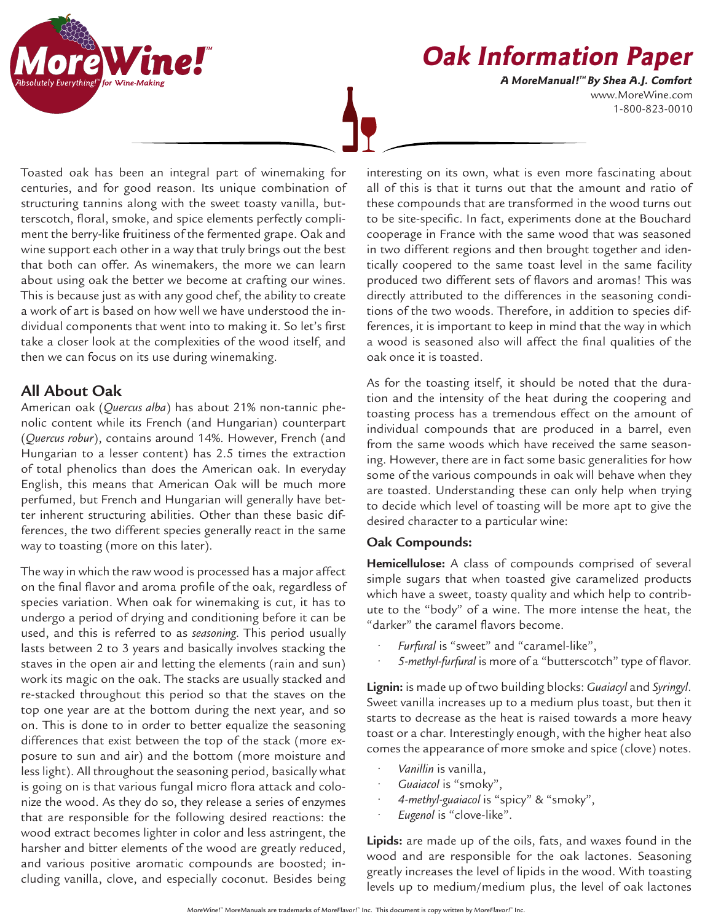# Oak Information Paper

***A MoreManual!™ By Shea A.J. Comfort***

www.MoreWine.com
1-800-823-0010

Toasted oak has been an integral part of winemaking for centuries, and for good reason. Its unique combination of structuring tannins along with the sweet toasty vanilla, butterscotch, floral, smoke, and spice elements perfectly compliment the berry-like fruitiness of the fermented grape. Oak and wine support each other in a way that truly brings out the best that both can offer. As winemakers, the more we can learn about using oak the better we become at crafting our wines. This is because just as with any good chef, the ability to create a work of art is based on how well we have understood the individual components that went into to making it. So let's first take a closer look at the complexities of the wood itself, and then we can focus on its use during winemaking.

## All About Oak

American oak (*Quercus alba*) has about 21% non-tannic phenolic content while its French (and Hungarian) counterpart (*Quercus robur*), contains around 14%. However, French (and Hungarian to a lesser content) has 2.5 times the extraction of total phenolics than does the American oak. In everyday English, this means that American Oak will be much more perfumed, but French and Hungarian will generally have better inherent structuring abilities. Other than these basic differences, the two different species generally react in the same way to toasting (more on this later).

The way in which the raw wood is processed has a major affect on the final flavor and aroma profile of the oak, regardless of species variation. When oak for winemaking is cut, it has to undergo a period of drying and conditioning before it can be used, and this is referred to as *seasoning*. This period usually lasts between 2 to 3 years and basically involves stacking the staves in the open air and letting the elements (rain and sun) work its magic on the oak. The stacks are usually stacked and re-stacked throughout this period so that the staves on the top one year are at the bottom during the next year, and so on. This is done to in order to better equalize the seasoning differences that exist between the top of the stack (more exposure to sun and air) and the bottom (more moisture and less light). All throughout the seasoning period, basically what is going on is that various fungal micro flora attack and colonize the wood. As they do so, they release a series of enzymes that are responsible for the following desired reactions: the wood extract becomes lighter in color and less astringent, the harsher and bitter elements of the wood are greatly reduced, and various positive aromatic compounds are boosted; including vanilla, clove, and especially coconut. Besides being interesting on its own, what is even more fascinating about all of this is that it turns out that the amount and ratio of these compounds that are transformed in the wood turns out to be site-specific. In fact, experiments done at the Bouchard cooperage in France with the same wood that was seasoned in two different regions and then brought together and identically coopered to the same toast level in the same facility produced two different sets of flavors and aromas! This was directly attributed to the differences in the seasoning conditions of the two woods. Therefore, in addition to species differences, it is important to keep in mind that the way in which a wood is seasoned also will affect the final qualities of the oak once it is toasted.

As for the toasting itself, it should be noted that the duration and the intensity of the heat during the coopering and toasting process has a tremendous effect on the amount of individual compounds that are produced in a barrel, even from the same woods which have received the same seasoning. However, there are in fact some basic generalities for how some of the various compounds in oak will behave when they are toasted. Understanding these can only help when trying to decide which level of toasting will be more apt to give the desired character to a particular wine:

### Oak Compounds:

**Hemicellulose:** A class of compounds comprised of several simple sugars that when toasted give caramelized products which have a sweet, toasty quality and which help to contribute to the "body" of a wine. The more intense the heat, the "darker" the caramel flavors become.

- *Furfural* is "sweet" and "caramel-like",
- *5-methyl-furfural* is more of a "butterscotch" type of flavor.

**Lignin:** is made up of two building blocks: *Guaiacyl* and *Syringyl*. Sweet vanilla increases up to a medium plus toast, but then it starts to decrease as the heat is raised towards a more heavy toast or a char. Interestingly enough, with the higher heat also comes the appearance of more smoke and spice (clove) notes.

- *Vanillin* is vanilla,
- *Guaiacol* is "smoky",
- *4-methyl-guaiacol* is "spicy" & "smoky",
- *Eugenol* is "clove-like".

**Lipids:** are made up of the oils, fats, and waxes found in the wood and are responsible for the oak lactones. Seasoning greatly increases the level of lipids in the wood. With toasting levels up to medium/medium plus, the level of oak lactones

MoreWine!™ MoreManuals are trademarks of MoreFlavor!™ Inc. This document is copy written by MoreFlavor!™ Inc.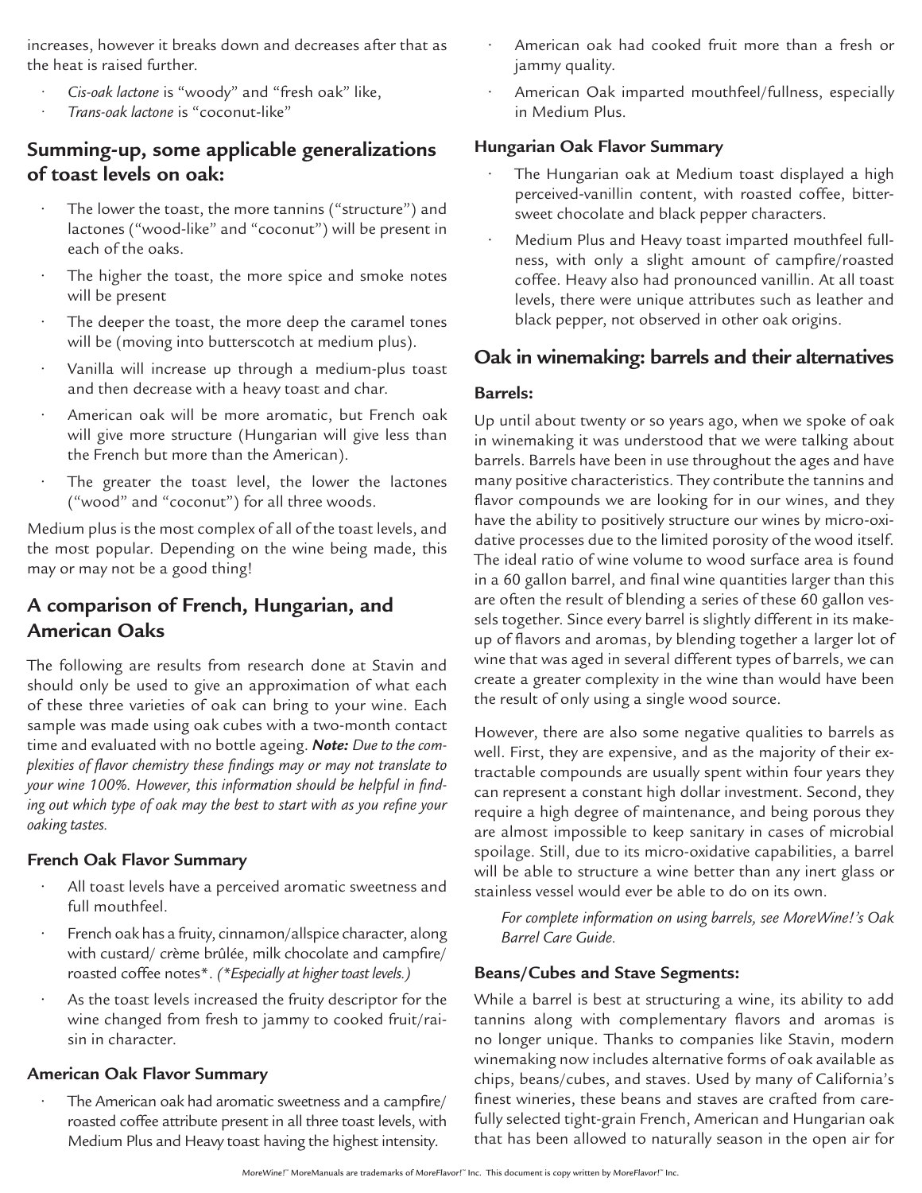increases, however it breaks down and decreases after that as the heat is raised further.

- *Cis-oak lactone* is "woody" and "fresh oak" like,
- *Trans-oak lactone* is "coconut-like"

## Summing-up, some applicable generalizations of toast levels on oak:

- The lower the toast, the more tannins ("structure") and lactones ("wood-like" and "coconut") will be present in each of the oaks.
- The higher the toast, the more spice and smoke notes will be present
- The deeper the toast, the more deep the caramel tones will be (moving into butterscotch at medium plus).
- Vanilla will increase up through a medium-plus toast and then decrease with a heavy toast and char.
- American oak will be more aromatic, but French oak will give more structure (Hungarian will give less than the French but more than the American).
- The greater the toast level, the lower the lactones ("wood" and "coconut") for all three woods.

Medium plus is the most complex of all of the toast levels, and the most popular. Depending on the wine being made, this may or may not be a good thing!

## A comparison of French, Hungarian, and American Oaks

The following are results from research done at Stavin and should only be used to give an approximation of what each of these three varieties of oak can bring to your wine. Each sample was made using oak cubes with a two-month contact time and evaluated with no bottle ageing. ***Note:*** *Due to the complexities of flavor chemistry these findings may or may not translate to your wine 100%. However, this information should be helpful in finding out which type of oak may the best to start with as you refine your oaking tastes.*

### French Oak Flavor Summary

- All toast levels have a perceived aromatic sweetness and full mouthfeel.
- French oak has a fruity, cinnamon/allspice character, along with custard/ crème brûlée, milk chocolate and campfire/ roasted coffee notes*. *(*Especially at higher toast levels.)*
- As the toast levels increased the fruity descriptor for the wine changed from fresh to jammy to cooked fruit/raisin in character.

### American Oak Flavor Summary

- The American oak had aromatic sweetness and a campfire/ roasted coffee attribute present in all three toast levels, with Medium Plus and Heavy toast having the highest intensity.
- American oak had cooked fruit more than a fresh or jammy quality.
- American Oak imparted mouthfeel/fullness, especially in Medium Plus.

### Hungarian Oak Flavor Summary

- The Hungarian oak at Medium toast displayed a high perceived-vanillin content, with roasted coffee, bitter-sweet chocolate and black pepper characters.
- Medium Plus and Heavy toast imparted mouthfeel fullness, with only a slight amount of campfire/roasted coffee. Heavy also had pronounced vanillin. At all toast levels, there were unique attributes such as leather and black pepper, not observed in other oak origins.

## Oak in winemaking: barrels and their alternatives

### Barrels:

Up until about twenty or so years ago, when we spoke of oak in winemaking it was understood that we were talking about barrels. Barrels have been in use throughout the ages and have many positive characteristics. They contribute the tannins and flavor compounds we are looking for in our wines, and they have the ability to positively structure our wines by micro-oxidative processes due to the limited porosity of the wood itself. The ideal ratio of wine volume to wood surface area is found in a 60 gallon barrel, and final wine quantities larger than this are often the result of blending a series of these 60 gallon vessels together. Since every barrel is slightly different in its make-up of flavors and aromas, by blending together a larger lot of wine that was aged in several different types of barrels, we can create a greater complexity in the wine than would have been the result of only using a single wood source.

However, there are also some negative qualities to barrels as well. First, they are expensive, and as the majority of their extractable compounds are usually spent within four years they can represent a constant high dollar investment. Second, they require a high degree of maintenance, and being porous they are almost impossible to keep sanitary in cases of microbial spoilage. Still, due to its micro-oxidative capabilities, a barrel will be able to structure a wine better than any inert glass or stainless vessel would ever be able to do on its own.

*For complete information on using barrels, see MoreWine!'s Oak Barrel Care Guide.*

### Beans/Cubes and Stave Segments:

While a barrel is best at structuring a wine, its ability to add tannins along with complementary flavors and aromas is no longer unique. Thanks to companies like Stavin, modern winemaking now includes alternative forms of oak available as chips, beans/cubes, and staves. Used by many of California's finest wineries, these beans and staves are crafted from carefully selected tight-grain French, American and Hungarian oak that has been allowed to naturally season in the open air for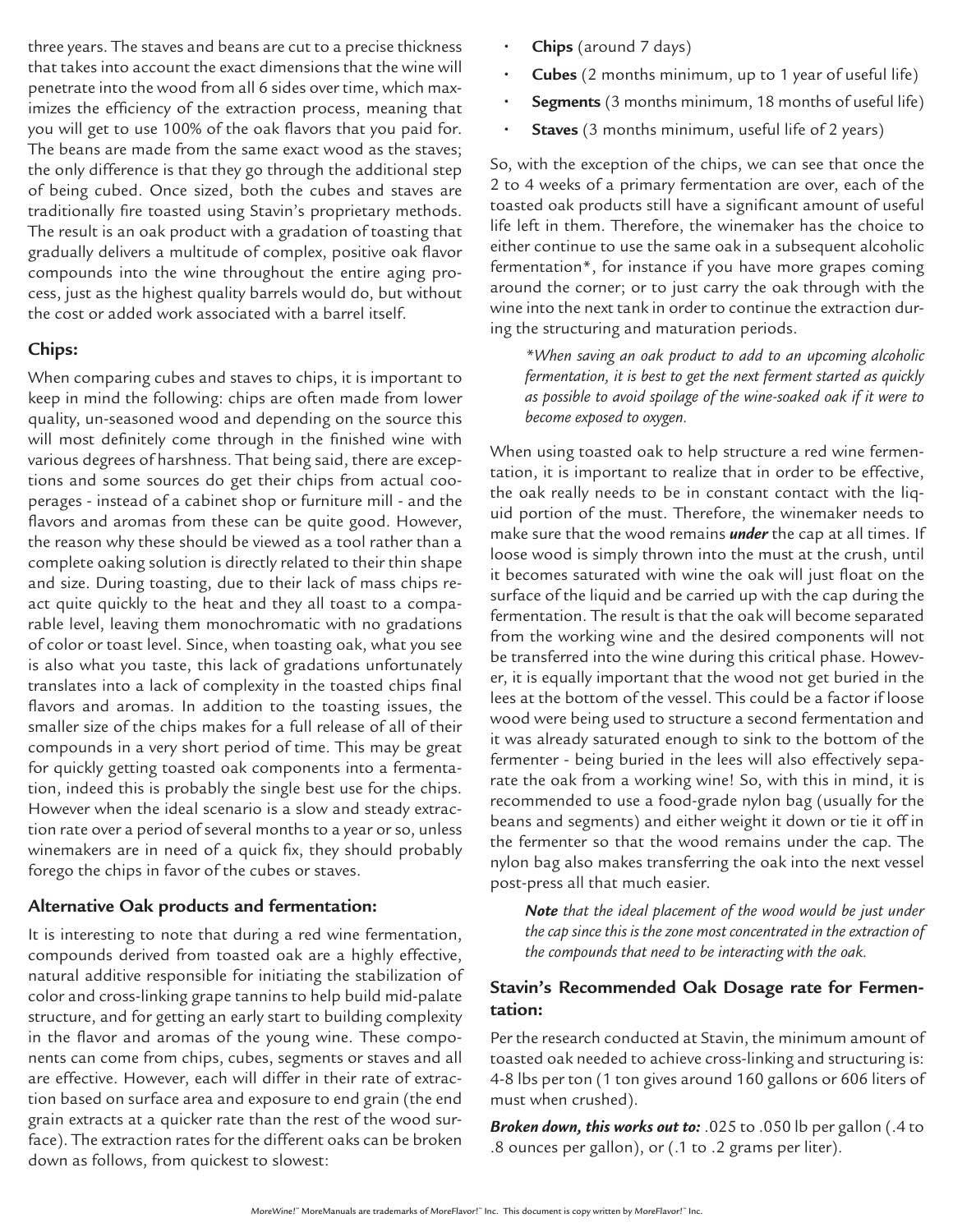three years. The staves and beans are cut to a precise thickness that takes into account the exact dimensions that the wine will penetrate into the wood from all 6 sides over time, which maximizes the efficiency of the extraction process, meaning that you will get to use 100% of the oak flavors that you paid for. The beans are made from the same exact wood as the staves; the only difference is that they go through the additional step of being cubed. Once sized, both the cubes and staves are traditionally fire toasted using Stavin's proprietary methods. The result is an oak product with a gradation of toasting that gradually delivers a multitude of complex, positive oak flavor compounds into the wine throughout the entire aging process, just as the highest quality barrels would do, but without the cost or added work associated with a barrel itself.

### Chips:

When comparing cubes and staves to chips, it is important to keep in mind the following: chips are often made from lower quality, un-seasoned wood and depending on the source this will most definitely come through in the finished wine with various degrees of harshness. That being said, there are exceptions and some sources do get their chips from actual cooperages - instead of a cabinet shop or furniture mill - and the flavors and aromas from these can be quite good. However, the reason why these should be viewed as a tool rather than a complete oaking solution is directly related to their thin shape and size. During toasting, due to their lack of mass chips react quite quickly to the heat and they all toast to a comparable level, leaving them monochromatic with no gradations of color or toast level. Since, when toasting oak, what you see is also what you taste, this lack of gradations unfortunately translates into a lack of complexity in the toasted chips final flavors and aromas. In addition to the toasting issues, the smaller size of the chips makes for a full release of all of their compounds in a very short period of time. This may be great for quickly getting toasted oak components into a fermentation, indeed this is probably the single best use for the chips. However when the ideal scenario is a slow and steady extraction rate over a period of several months to a year or so, unless winemakers are in need of a quick fix, they should probably forego the chips in favor of the cubes or staves.

### Alternative Oak products and fermentation:

It is interesting to note that during a red wine fermentation, compounds derived from toasted oak are a highly effective, natural additive responsible for initiating the stabilization of color and cross-linking grape tannins to help build mid-palate structure, and for getting an early start to building complexity in the flavor and aromas of the young wine. These components can come from chips, cubes, segments or staves and all are effective. However, each will differ in their rate of extraction based on surface area and exposure to end grain (the end grain extracts at a quicker rate than the rest of the wood surface). The extraction rates for the different oaks can be broken down as follows, from quickest to slowest:

- **Chips** (around 7 days)
- **Cubes** (2 months minimum, up to 1 year of useful life)
- **Segments** (3 months minimum, 18 months of useful life)
- **Staves** (3 months minimum, useful life of 2 years)

So, with the exception of the chips, we can see that once the 2 to 4 weeks of a primary fermentation are over, each of the toasted oak products still have a significant amount of useful life left in them. Therefore, the winemaker has the choice to either continue to use the same oak in a subsequent alcoholic fermentation*, for instance if you have more grapes coming around the corner; or to just carry the oak through with the wine into the next tank in order to continue the extraction during the structuring and maturation periods.

> *\*When saving an oak product to add to an upcoming alcoholic fermentation, it is best to get the next ferment started as quickly as possible to avoid spoilage of the wine-soaked oak if it were to become exposed to oxygen.*

When using toasted oak to help structure a red wine fermentation, it is important to realize that in order to be effective, the oak really needs to be in constant contact with the liquid portion of the must. Therefore, the winemaker needs to make sure that the wood remains ***under*** the cap at all times. If loose wood is simply thrown into the must at the crush, until it becomes saturated with wine the oak will just float on the surface of the liquid and be carried up with the cap during the fermentation. The result is that the oak will become separated from the working wine and the desired components will not be transferred into the wine during this critical phase. However, it is equally important that the wood not get buried in the lees at the bottom of the vessel. This could be a factor if loose wood were being used to structure a second fermentation and it was already saturated enough to sink to the bottom of the fermenter - being buried in the lees will also effectively separate the oak from a working wine! So, with this in mind, it is recommended to use a food-grade nylon bag (usually for the beans and segments) and either weight it down or tie it off in the fermenter so that the wood remains under the cap. The nylon bag also makes transferring the oak into the next vessel post-press all that much easier.

> ***Note*** *that the ideal placement of the wood would be just under the cap since this is the zone most concentrated in the extraction of the compounds that need to be interacting with the oak.*

### Stavin's Recommended Oak Dosage rate for Fermentation:

Per the research conducted at Stavin, the minimum amount of toasted oak needed to achieve cross-linking and structuring is: 4-8 lbs per ton (1 ton gives around 160 gallons or 606 liters of must when crushed).

***Broken down, this works out to:*** .025 to .050 lb per gallon (.4 to .8 ounces per gallon), or (.1 to .2 grams per liter).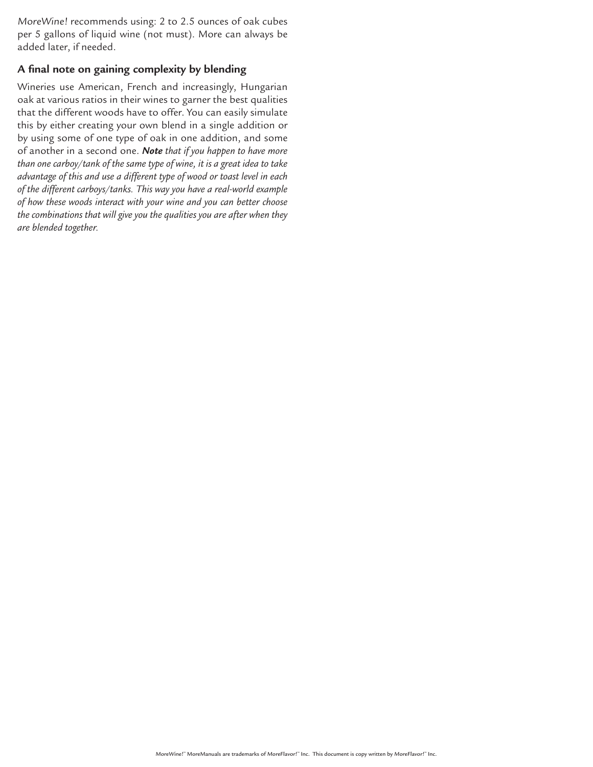*MoreWine!* recommends using: 2 to 2.5 ounces of oak cubes per 5 gallons of liquid wine (not must). More can always be added later, if needed.

## A final note on gaining complexity by blending

Wineries use American, French and increasingly, Hungarian oak at various ratios in their wines to garner the best qualities that the different woods have to offer. You can easily simulate this by either creating your own blend in a single addition or by using some of one type of oak in one addition, and some of another in a second one. ***Note*** *that if you happen to have more than one carboy/tank of the same type of wine, it is a great idea to take advantage of this and use a different type of wood or toast level in each of the different carboys/tanks. This way you have a real-world example of how these woods interact with your wine and you can better choose the combinations that will give you the qualities you are after when they are blended together.*